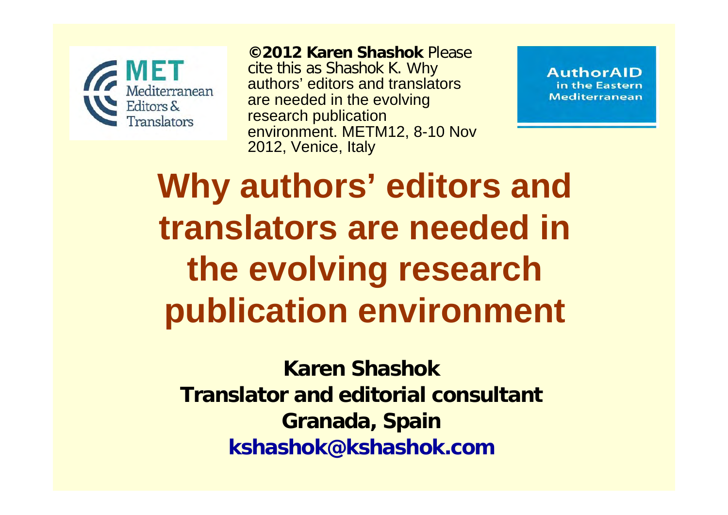MET Mediterranean Editors & Translators

**©2012 Karen Shashok** Please cite this as Shashok K. Why authors' editors and translators are needed in the evolving research publication environment. METM12, 8-10 Nov 2012, Venice, Italy

AuthorAID in the Eastern Mediterranean

# Why authors' editors and translators are needed in the evolving research publication environment

**Karen Shashok**
**Translator and editorial consultant**
**Granada, Spain**
**kshashok@kshashok.com**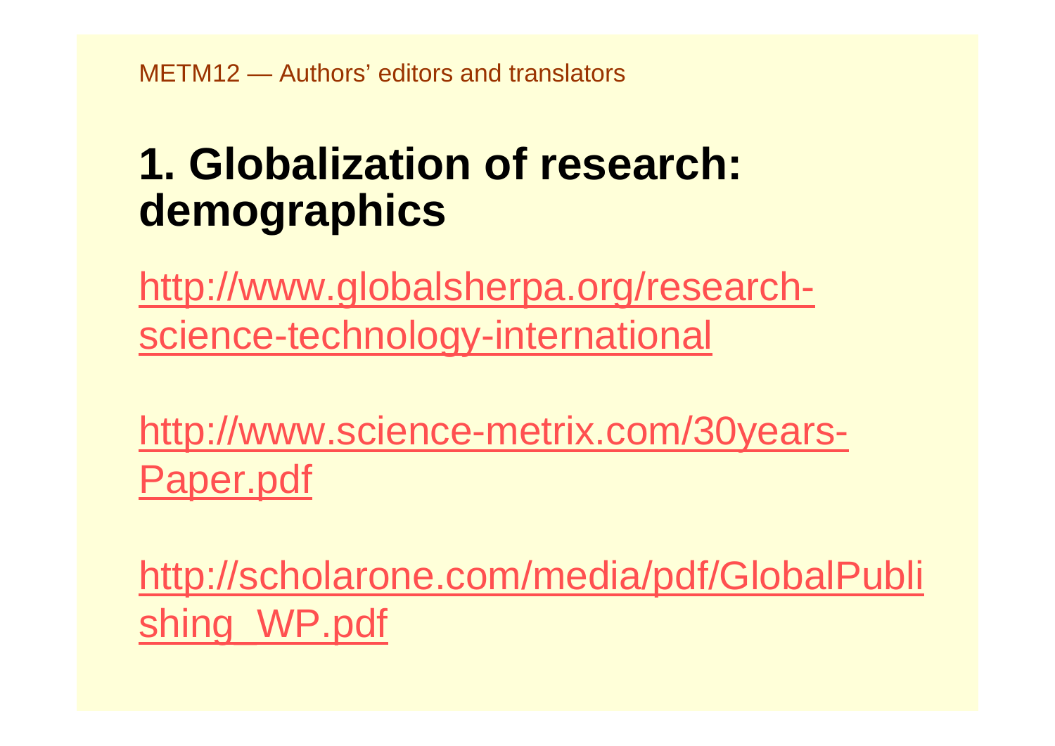# 1. Globalization of research: demographics

http://www.globalsherpa.org/research-science-technology-international

http://www.science-metrix.com/30years-Paper.pdf

http://scholarone.com/media/pdf/GlobalPublishing_WP.pdf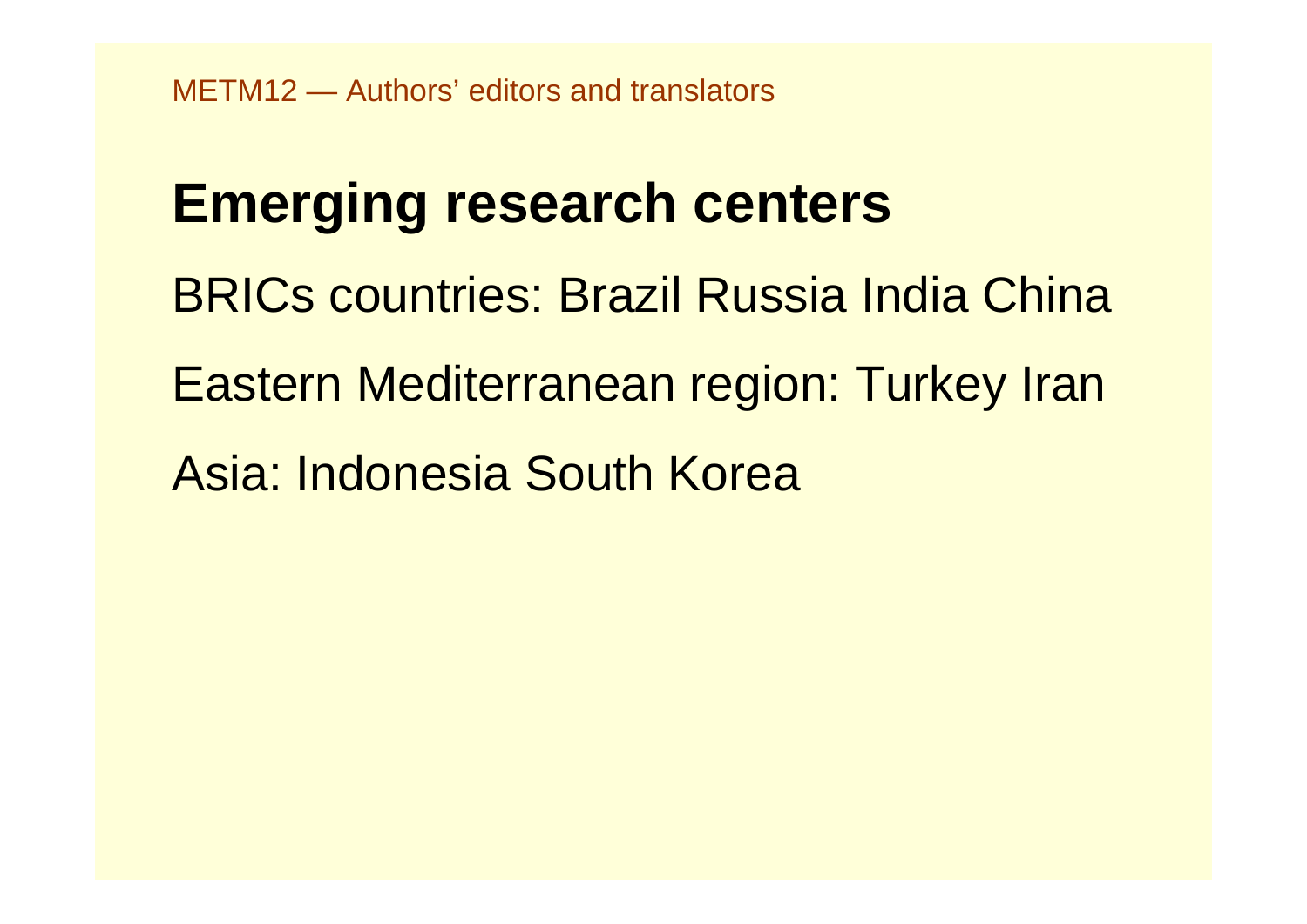# Emerging research centers

BRICs countries: Brazil Russia India China

Eastern Mediterranean region: Turkey Iran

Asia: Indonesia South Korea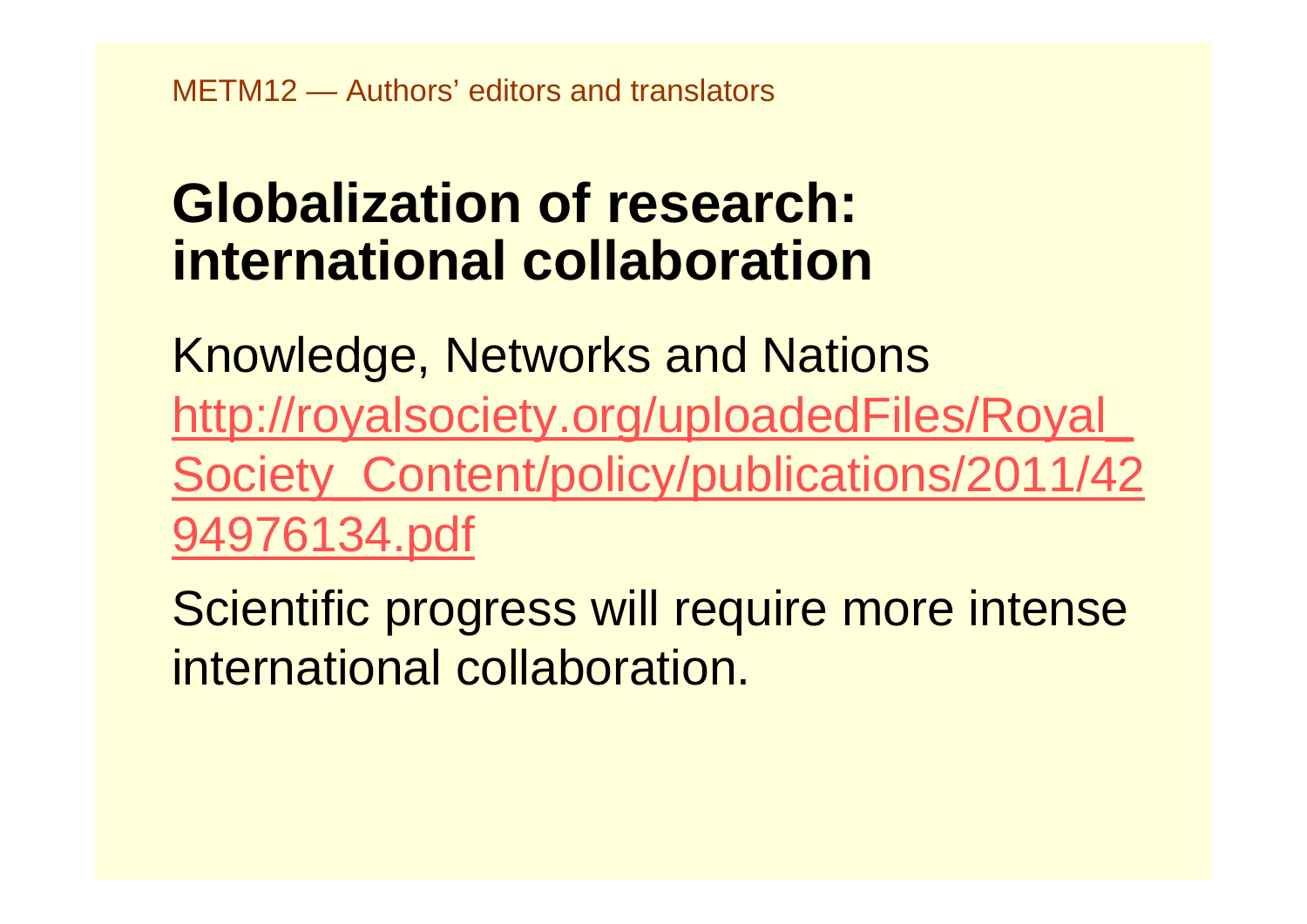# Globalization of research: international collaboration

Knowledge, Networks and Nations
[http://royalsociety.org/uploadedFiles/Royal_Society_Content/policy/publications/2011/4294976134.pdf](http://royalsociety.org/uploadedFiles/Royal_Society_Content/policy/publications/2011/4294976134.pdf)

Scientific progress will require more intense international collaboration.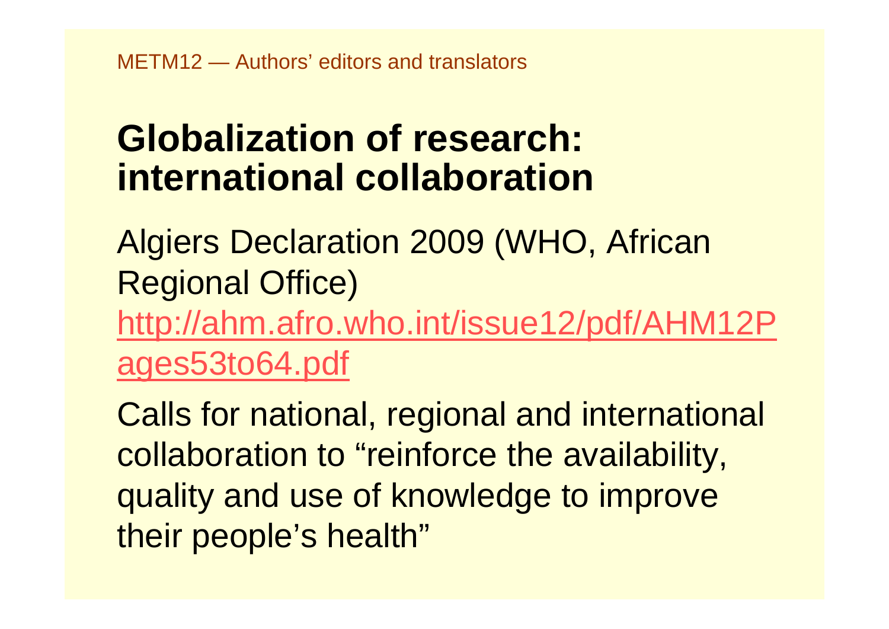# Globalization of research: international collaboration

Algiers Declaration 2009 (WHO, African Regional Office)
http://ahm.afro.who.int/issue12/pdf/AHM12Pages53to64.pdf

Calls for national, regional and international collaboration to "reinforce the availability, quality and use of knowledge to improve their people's health"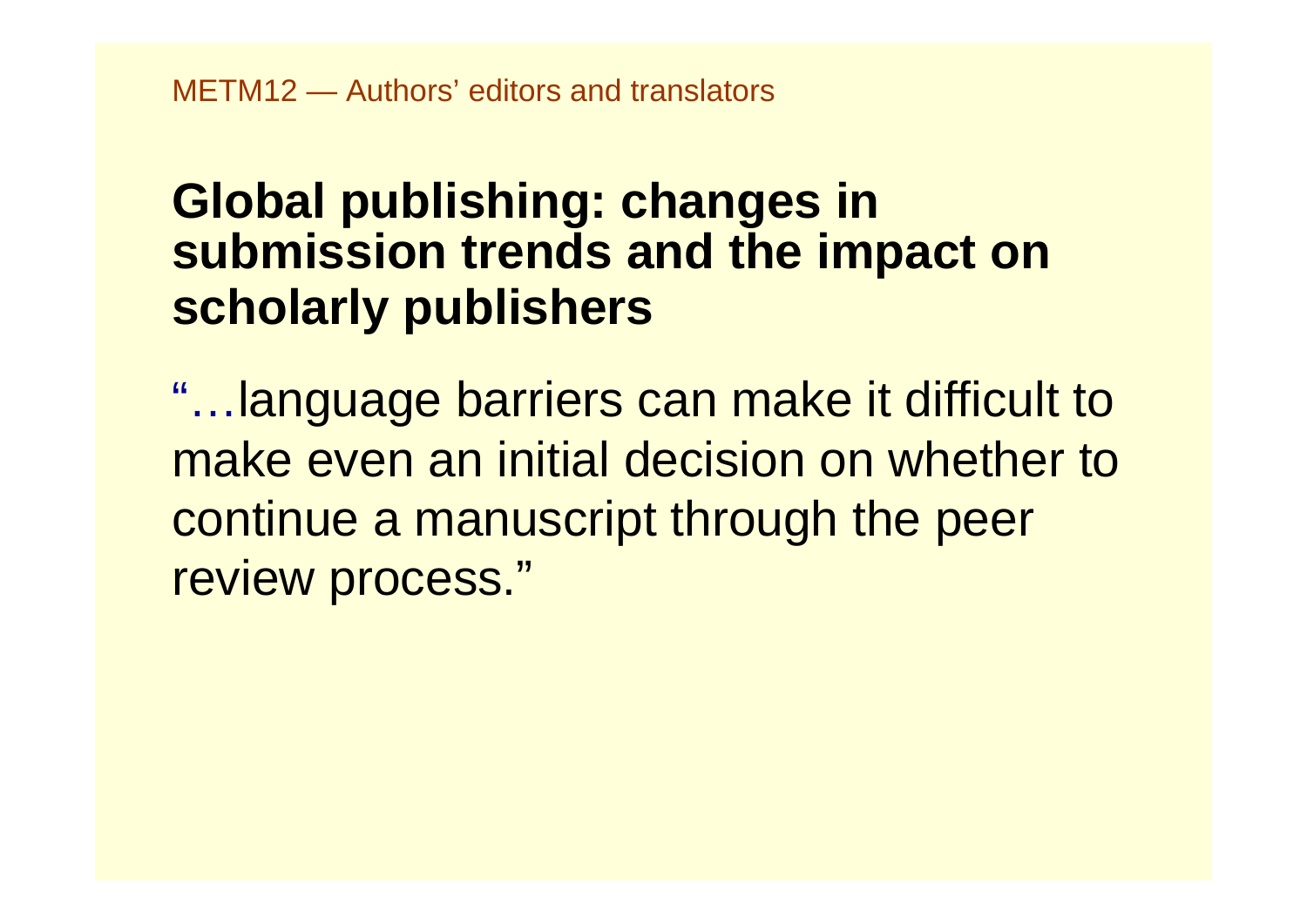## Global publishing: changes in submission trends and the impact on scholarly publishers

"…language barriers can make it difficult to make even an initial decision on whether to continue a manuscript through the peer review process."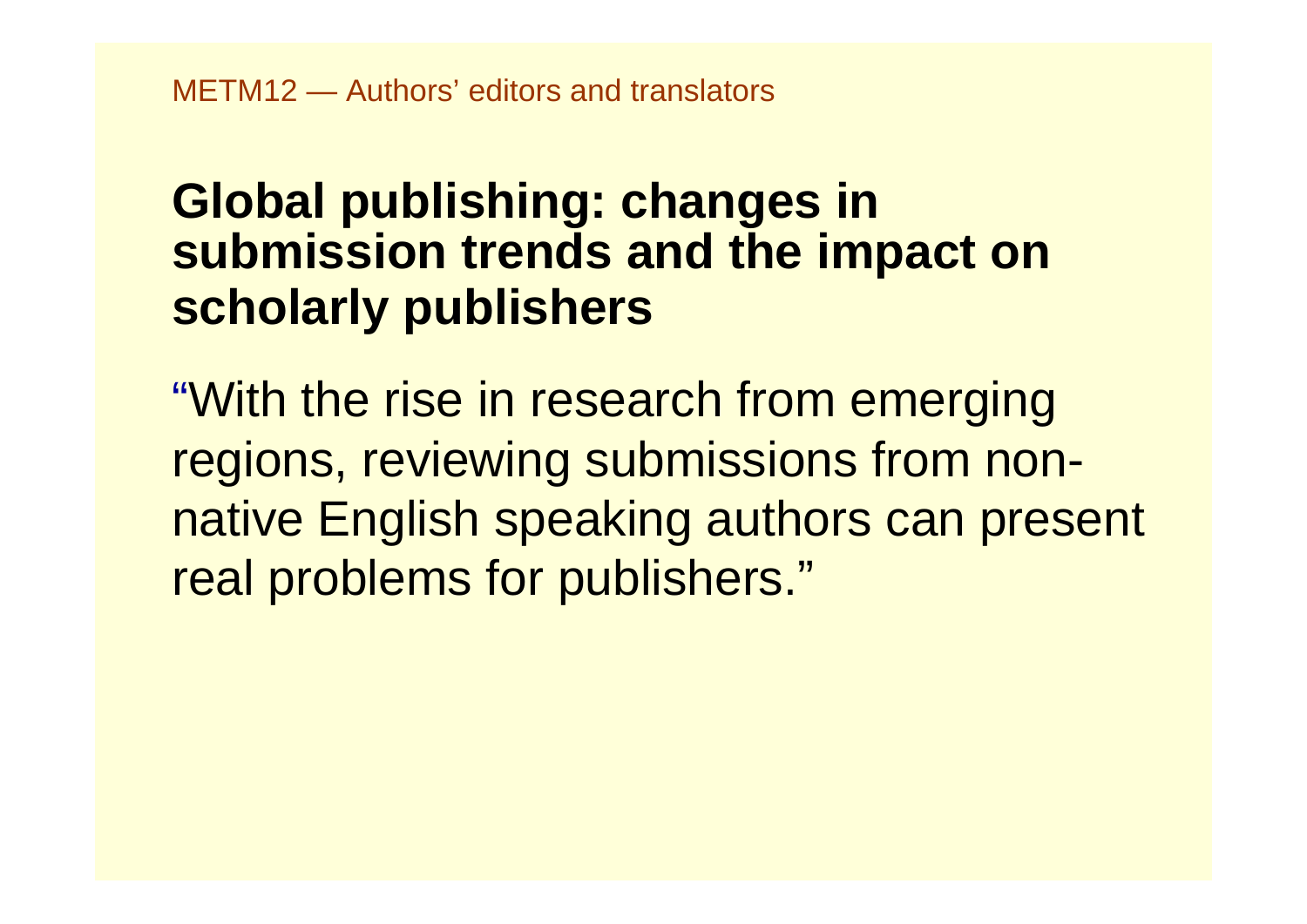## Global publishing: changes in submission trends and the impact on scholarly publishers

"With the rise in research from emerging regions, reviewing submissions from non-native English speaking authors can present real problems for publishers."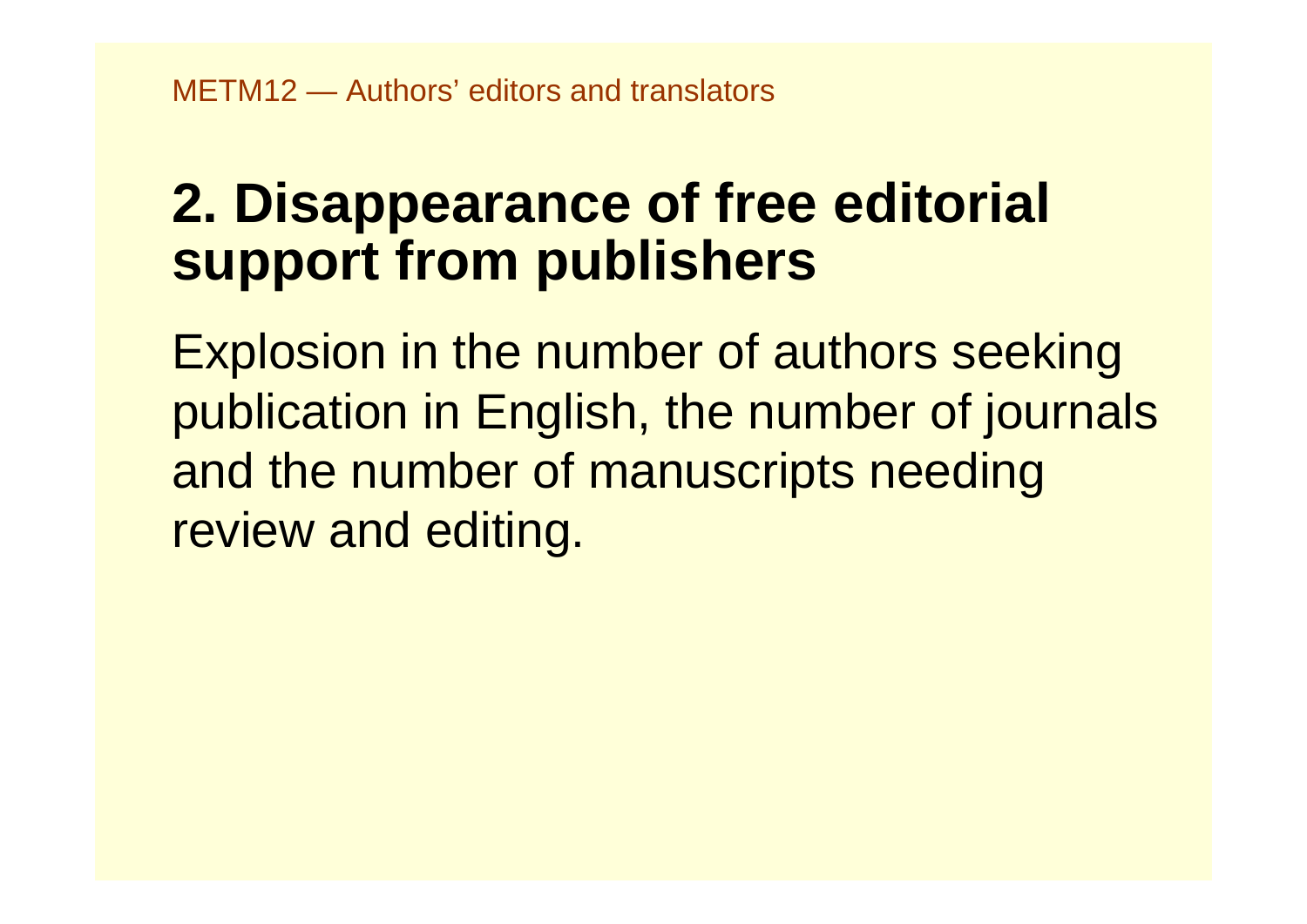## 2. Disappearance of free editorial support from publishers

Explosion in the number of authors seeking publication in English, the number of journals and the number of manuscripts needing review and editing.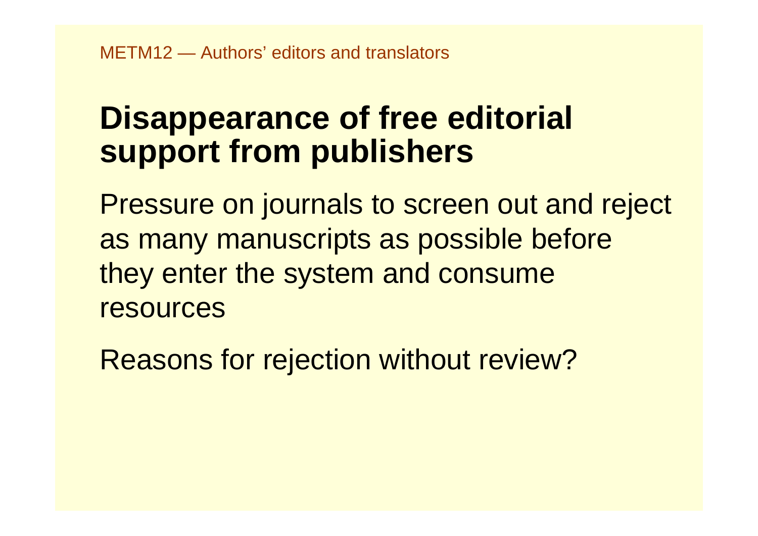## Disappearance of free editorial support from publishers

Pressure on journals to screen out and reject as many manuscripts as possible before they enter the system and consume resources

Reasons for rejection without review?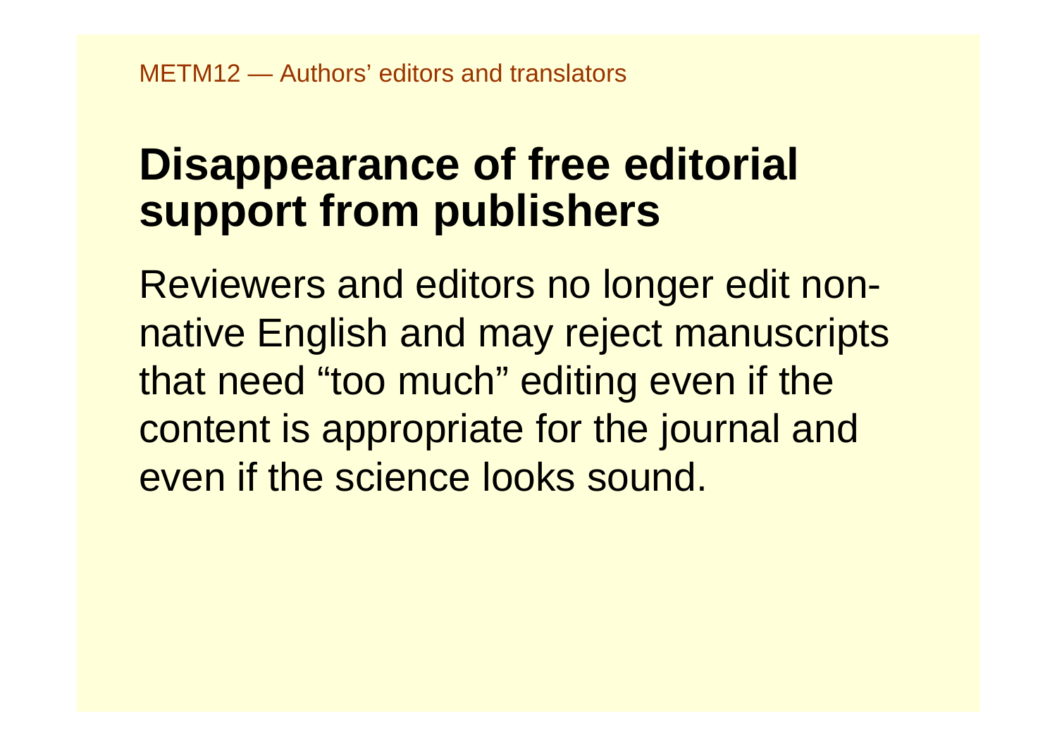# Disappearance of free editorial support from publishers

Reviewers and editors no longer edit non-native English and may reject manuscripts that need “too much” editing even if the content is appropriate for the journal and even if the science looks sound.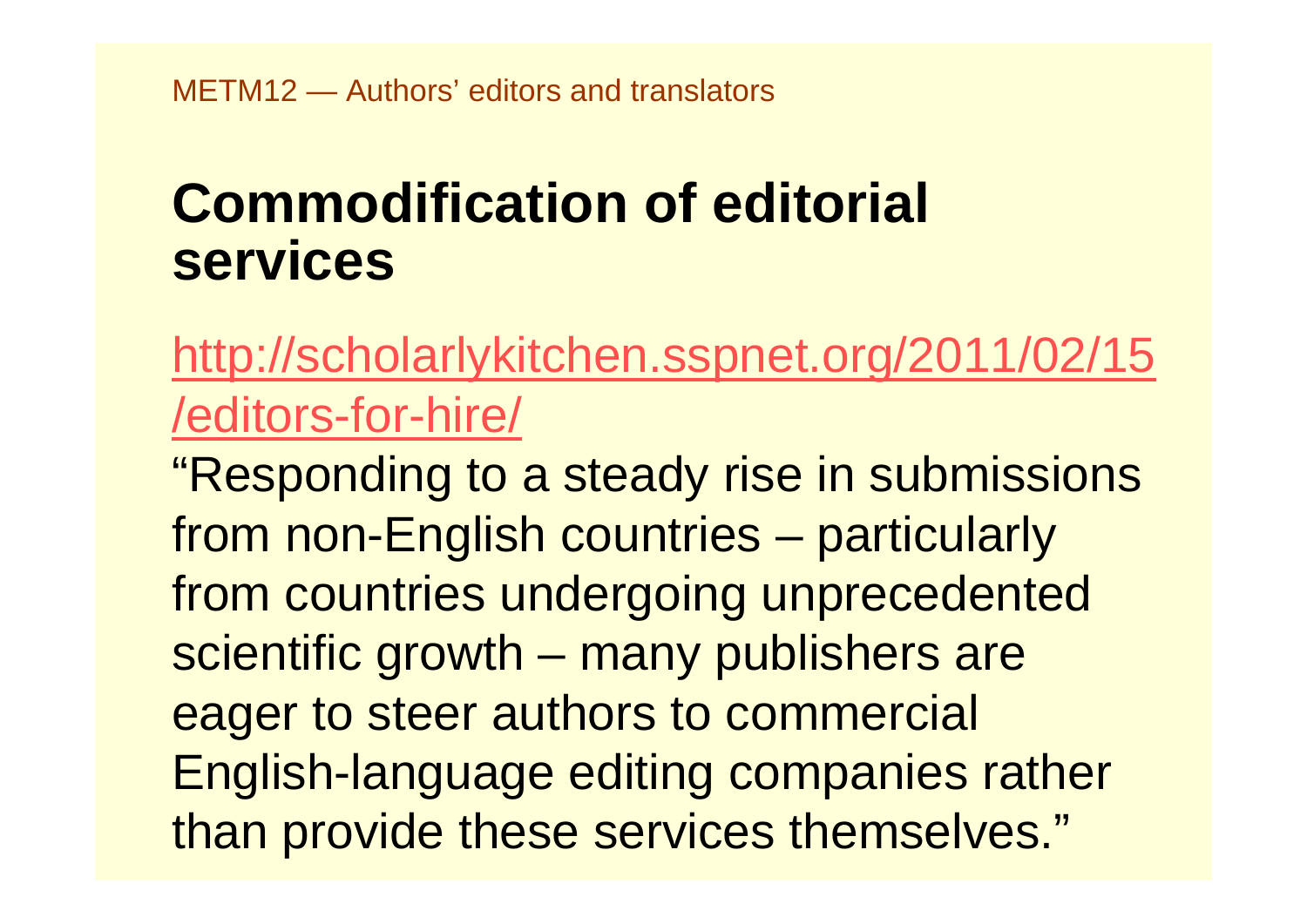# Commodification of editorial services

http://scholarlykitchen.sspnet.org/2011/02/15/editors-for-hire/

"Responding to a steady rise in submissions from non-English countries – particularly from countries undergoing unprecedented scientific growth – many publishers are eager to steer authors to commercial English-language editing companies rather than provide these services themselves."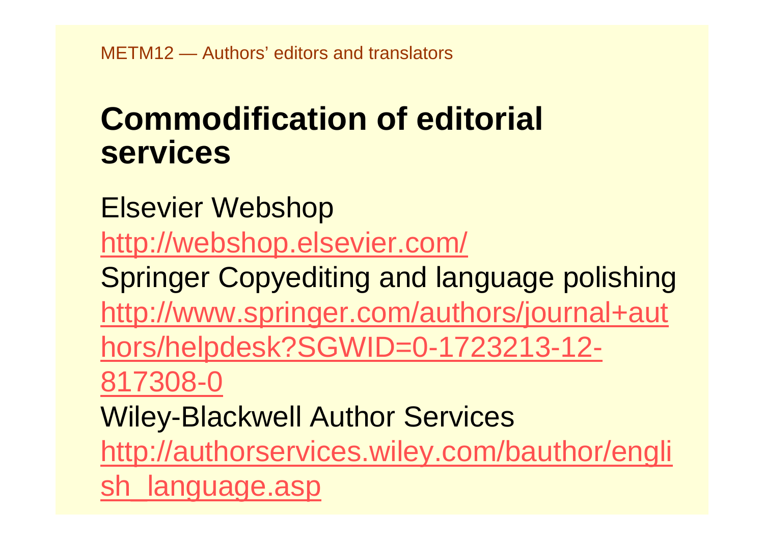# Commodification of editorial services

Elsevier Webshop

http://webshop.elsevier.com/

Springer Copyediting and language polishing

http://www.springer.com/authors/journal+authors/helpdesk?SGWID=0-1723213-12-817308-0

Wiley-Blackwell Author Services

http://authorservices.wiley.com/bauthor/english_language.asp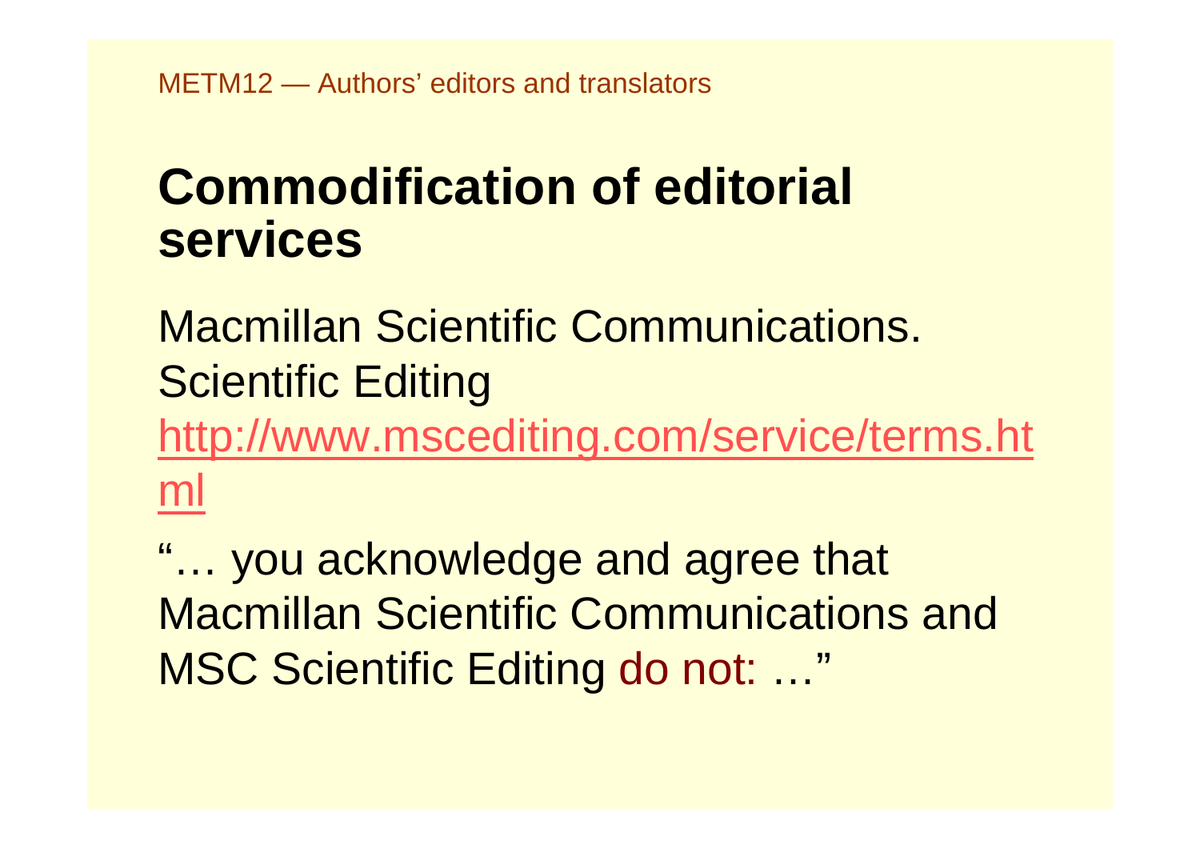# Commodification of editorial services

Macmillan Scientific Communications. Scientific Editing

http://www.msceditng.com/service/terms.html

"… you acknowledge and agree that Macmillan Scientific Communications and MSC Scientific Editing do not: …"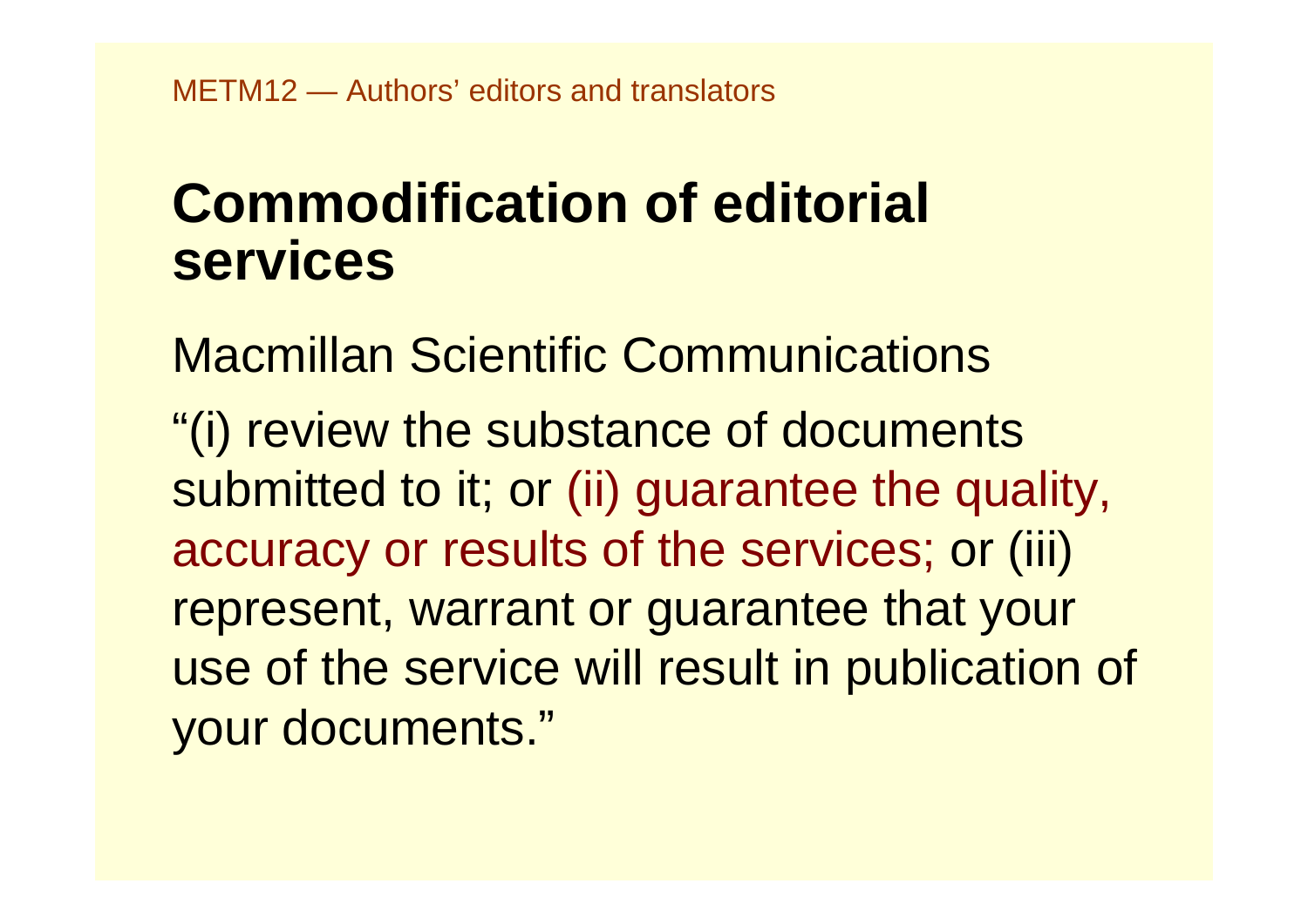# Commodification of editorial services

Macmillan Scientific Communications

"(i) review the substance of documents submitted to it; or (ii) guarantee the quality, accuracy or results of the services; or (iii) represent, warrant or guarantee that your use of the service will result in publication of your documents."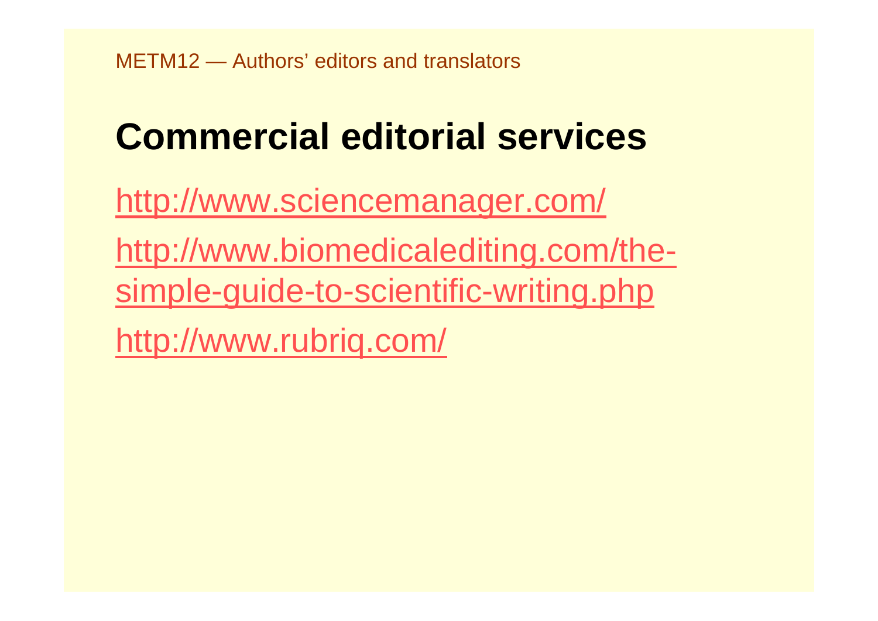# Commercial editorial services

http://www.sciencemanager.com/

http://www.biomedicalediting.com/the-simple-guide-to-scientific-writing.php

http://www.rubriq.com/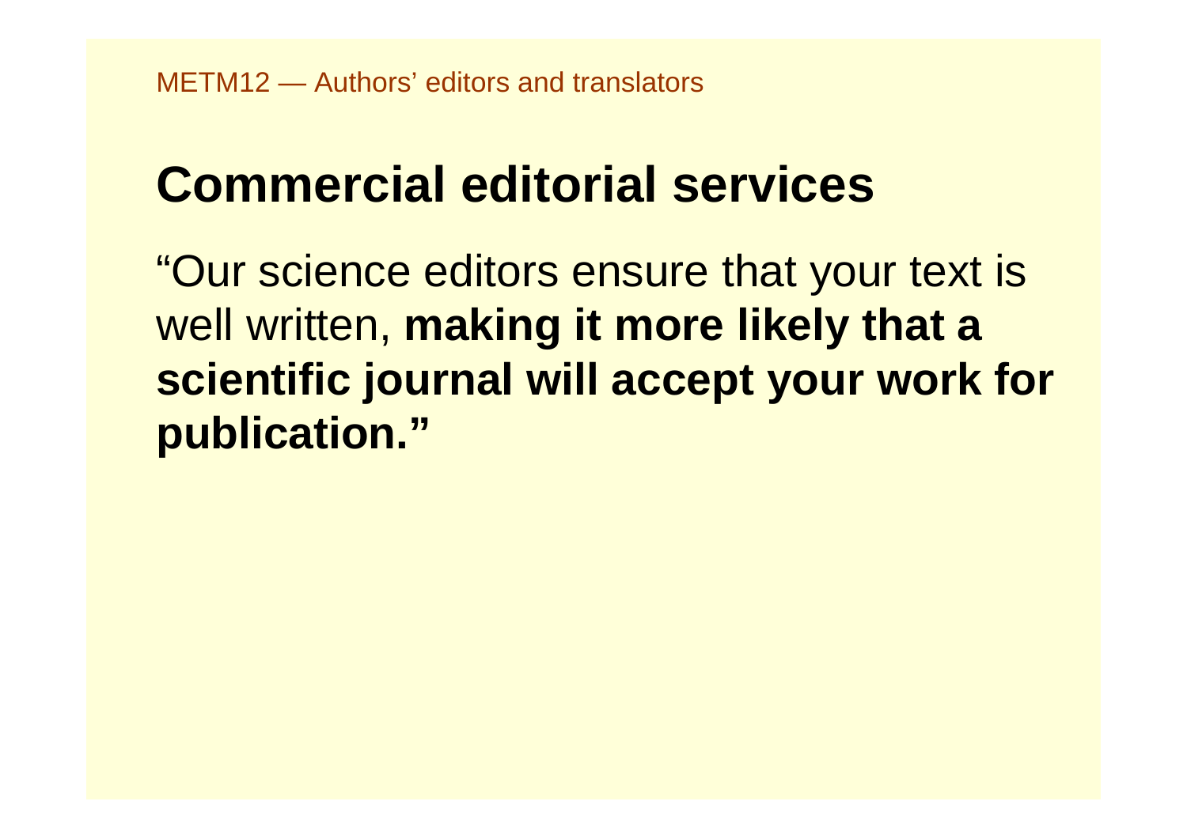# Commercial editorial services

"Our science editors ensure that your text is well written, **making it more likely that a scientific journal will accept your work for publication."**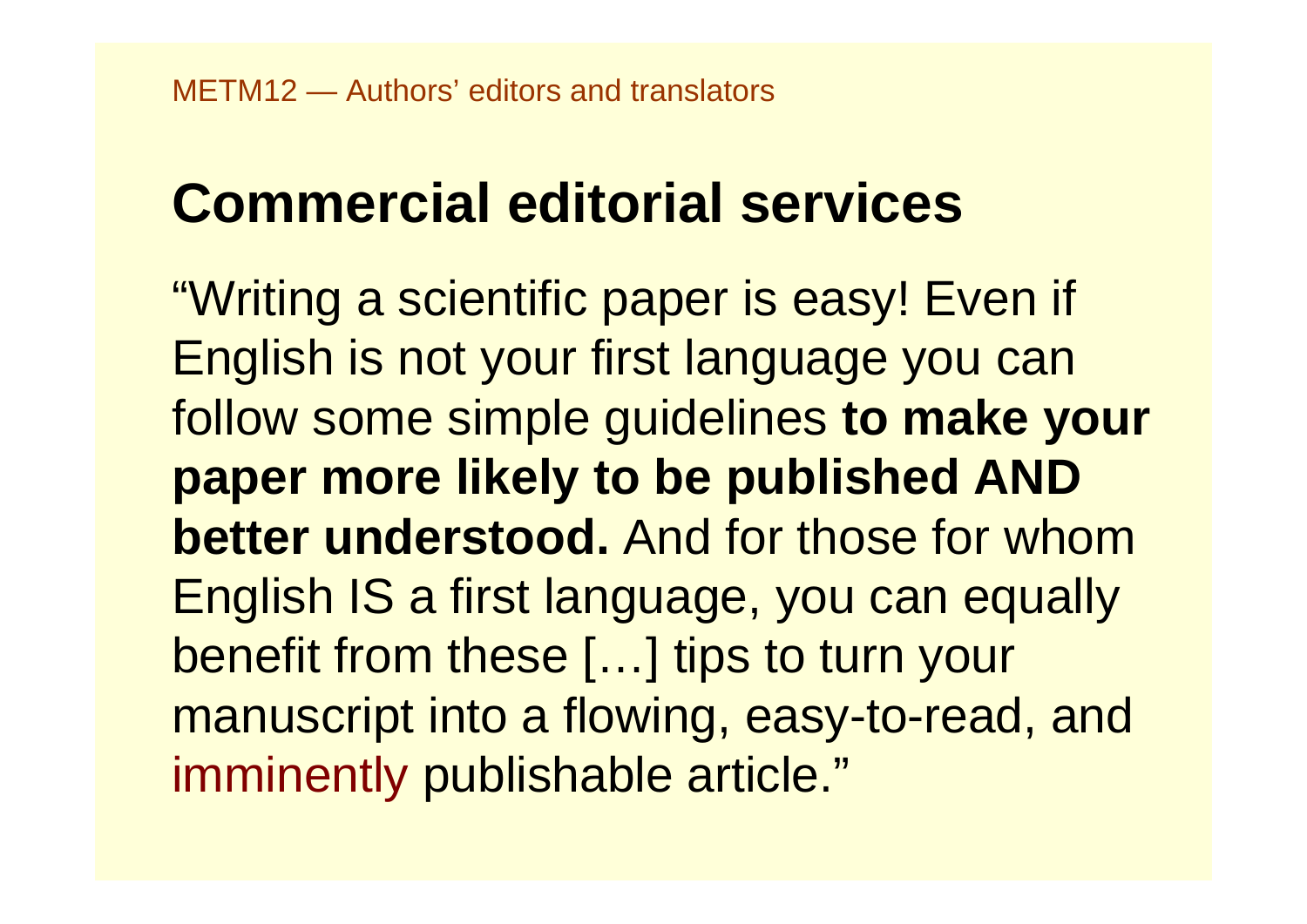# Commercial editorial services

"Writing a scientific paper is easy! Even if English is not your first language you can follow some simple guidelines **to make your paper more likely to be published AND better understood.** And for those for whom English IS a first language, you can equally benefit from these […] tips to turn your manuscript into a flowing, easy-to-read, and imminently publishable article."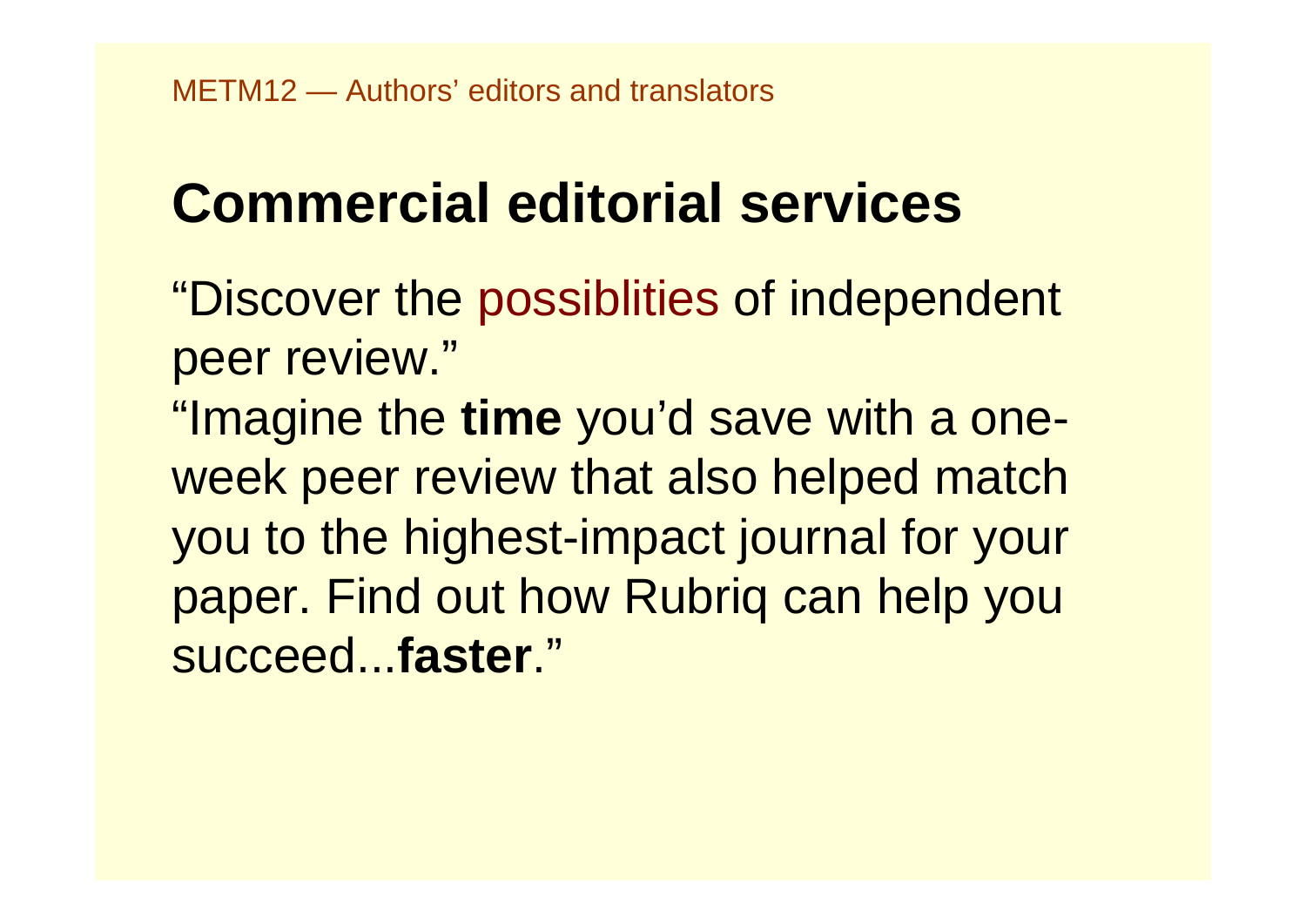# Commercial editorial services

"Discover the possiblities of independent peer review."

"Imagine the **time** you'd save with a one-week peer review that also helped match you to the highest-impact journal for your paper. Find out how Rubriq can help you succeed...**faster**."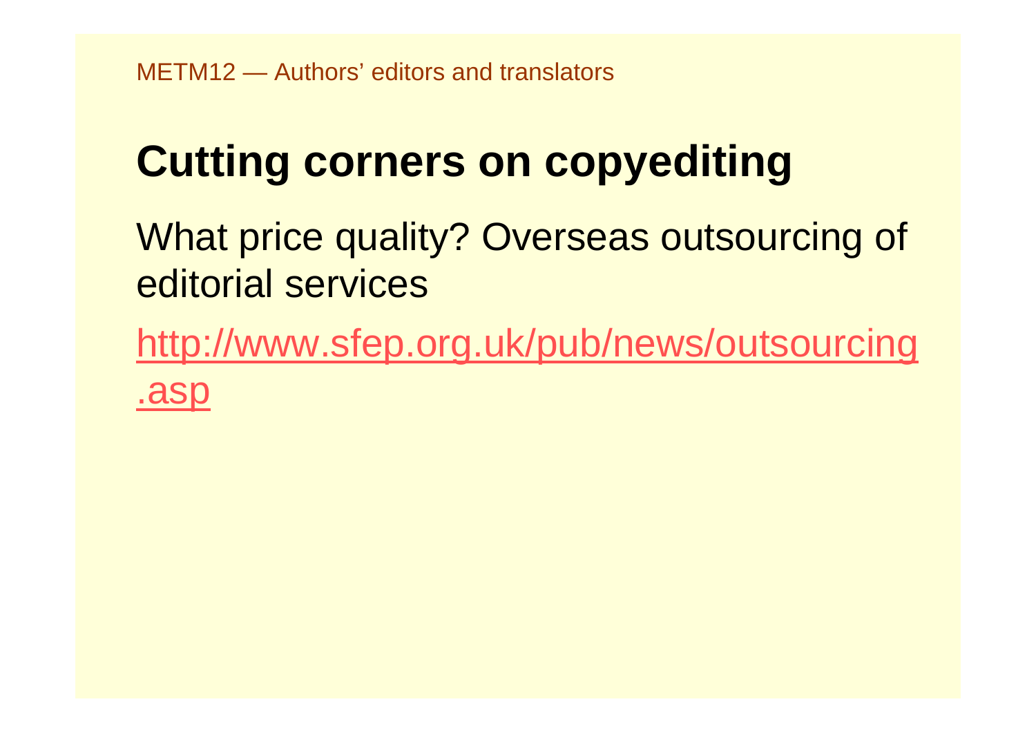# Cutting corners on copyediting

What price quality? Overseas outsourcing of editorial services

http://www.sfep.org.uk/pub/news/outsourcing.asp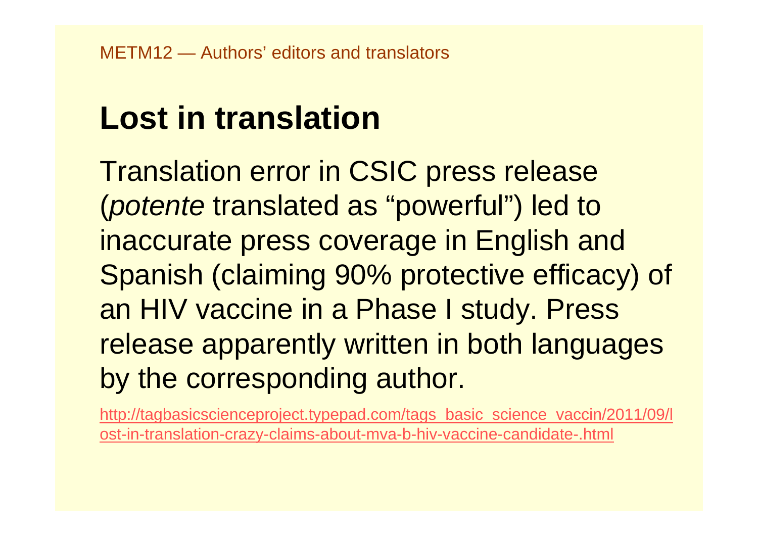# Lost in translation

Translation error in CSIC press release (*potente* translated as “powerful”) led to inaccurate press coverage in English and Spanish (claiming 90% protective efficacy) of an HIV vaccine in a Phase I study. Press release apparently written in both languages by the corresponding author.

http://tagbasicscienceproject.typepad.com/tags_basic_science_vaccin/2011/09/lost-in-translation-crazy-claims-about-mva-b-hiv-vaccine-candidate-.html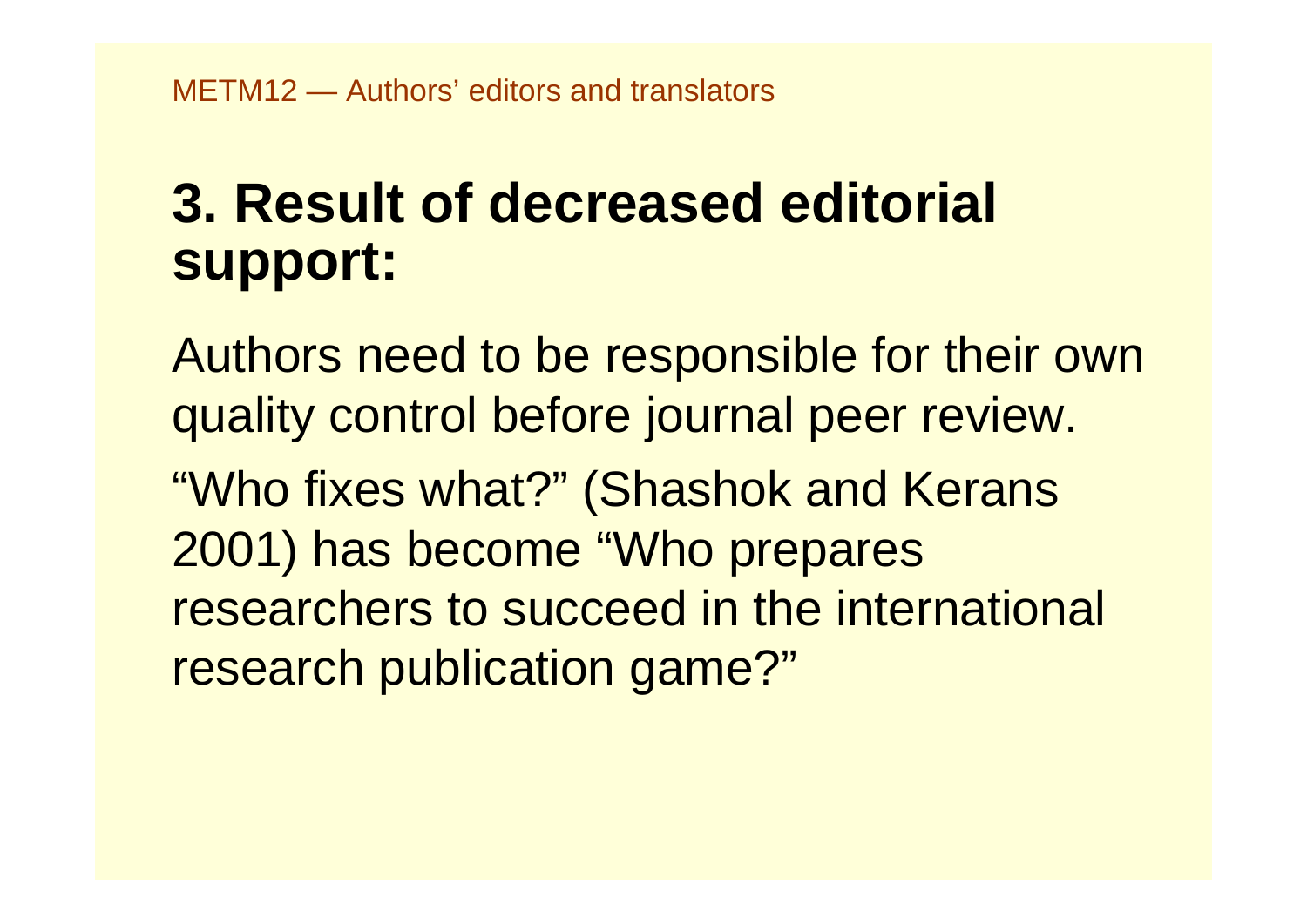# 3. Result of decreased editorial support:

Authors need to be responsible for their own quality control before journal peer review.

"Who fixes what?" (Shashok and Kerans 2001) has become "Who prepares researchers to succeed in the international research publication game?"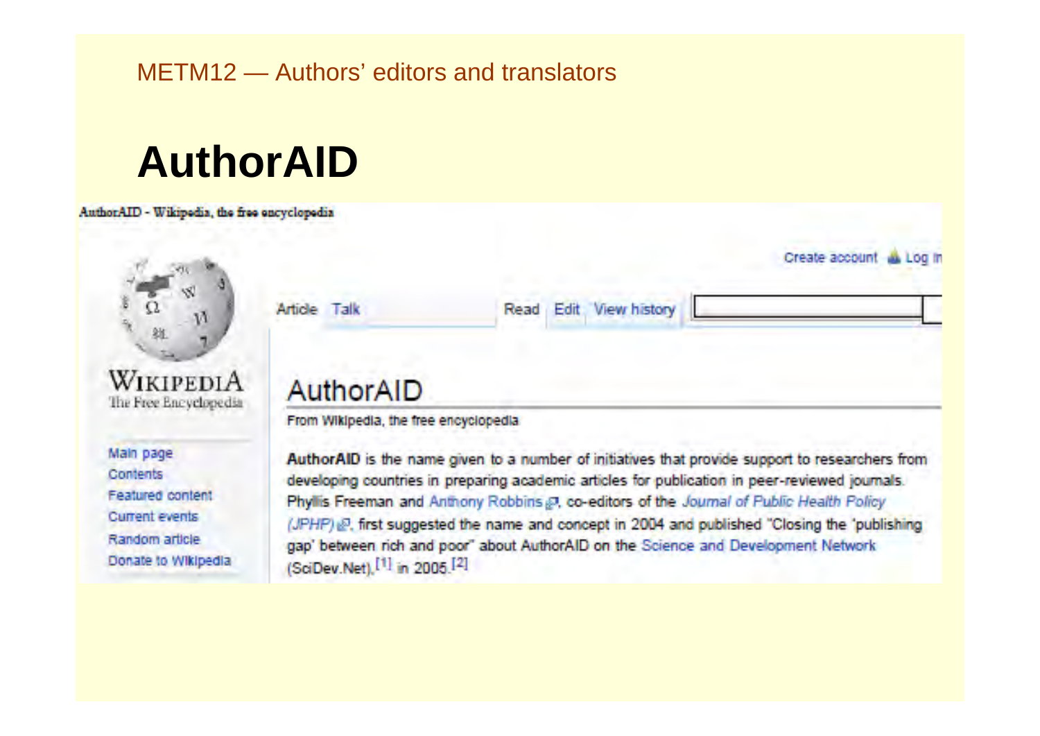# AuthorAID

AuthorAID - Wikipedia, the free encyclopedia

## AuthorAID

From Wikipedia, the free encyclopedia

**AuthorAID** is the name given to a number of initiatives that provide support to researchers from developing countries in preparing academic articles for publication in peer-reviewed journals. Phyllis Freeman and Anthony Robbins, co-editors of the *Journal of Public Health Policy (JPHP)*, first suggested the name and concept in 2004 and published "Closing the 'publishing gap' between rich and poor" about AuthorAID on the Science and Development Network (SciDev.Net),[1] in 2005.[2]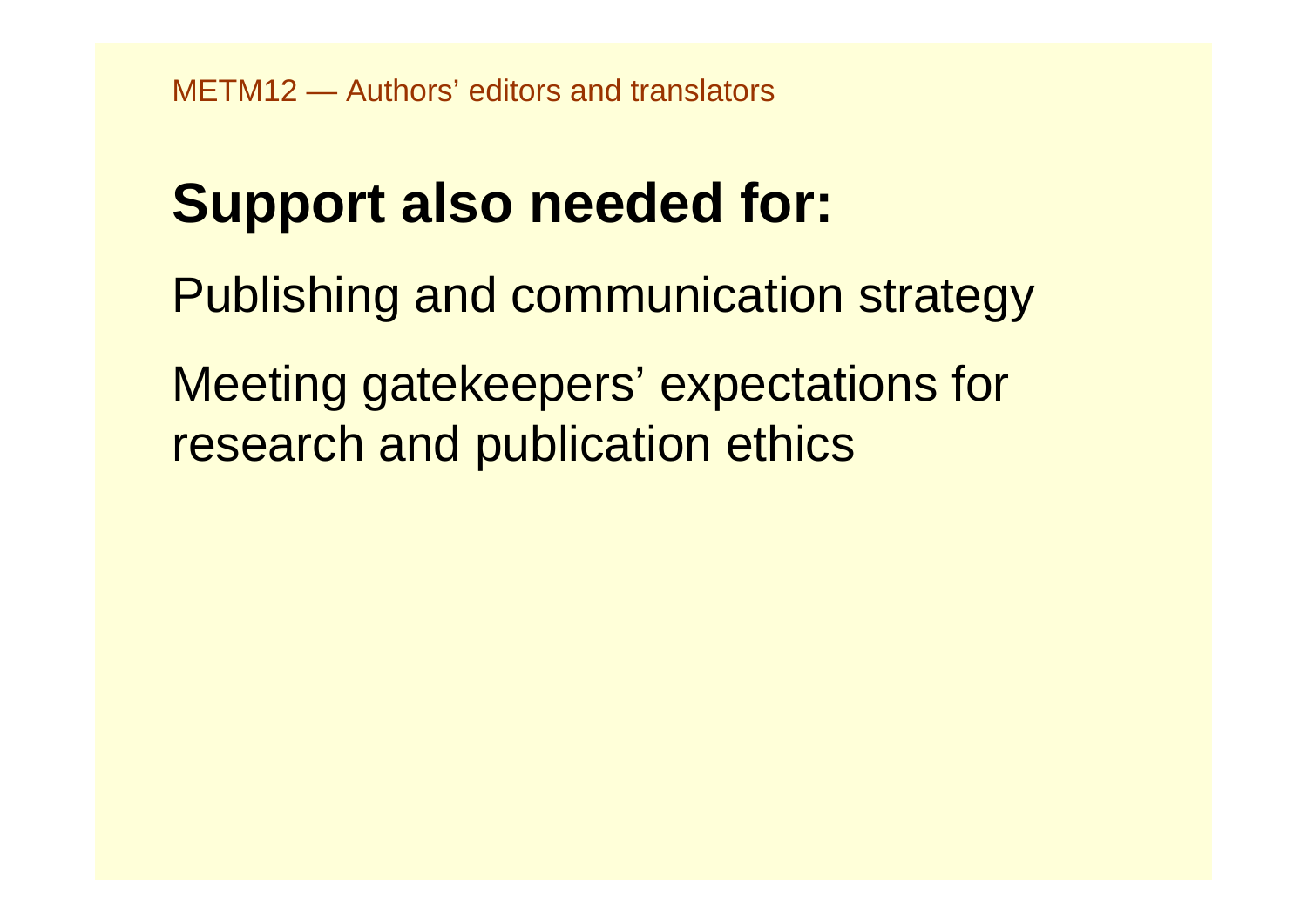# Support also needed for:

Publishing and communication strategy

Meeting gatekeepers’ expectations for research and publication ethics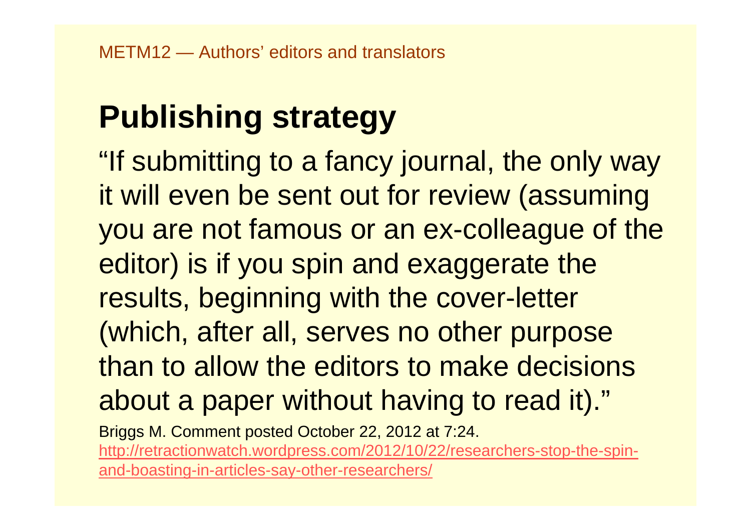# Publishing strategy

"If submitting to a fancy journal, the only way it will even be sent out for review (assuming you are not famous or an ex-colleague of the editor) is if you spin and exaggerate the results, beginning with the cover-letter (which, after all, serves no other purpose than to allow the editors to make decisions about a paper without having to read it)."

Briggs M. Comment posted October 22, 2012 at 7:24. [http://retractionwatch.wordpress.com/2012/10/22/researchers-stop-the-spin-and-boasting-in-articles-say-other-researchers/](http://retractionwatch.wordpress.com/2012/10/22/researchers-stop-the-spin-and-boasting-in-articles-say-other-researchers/)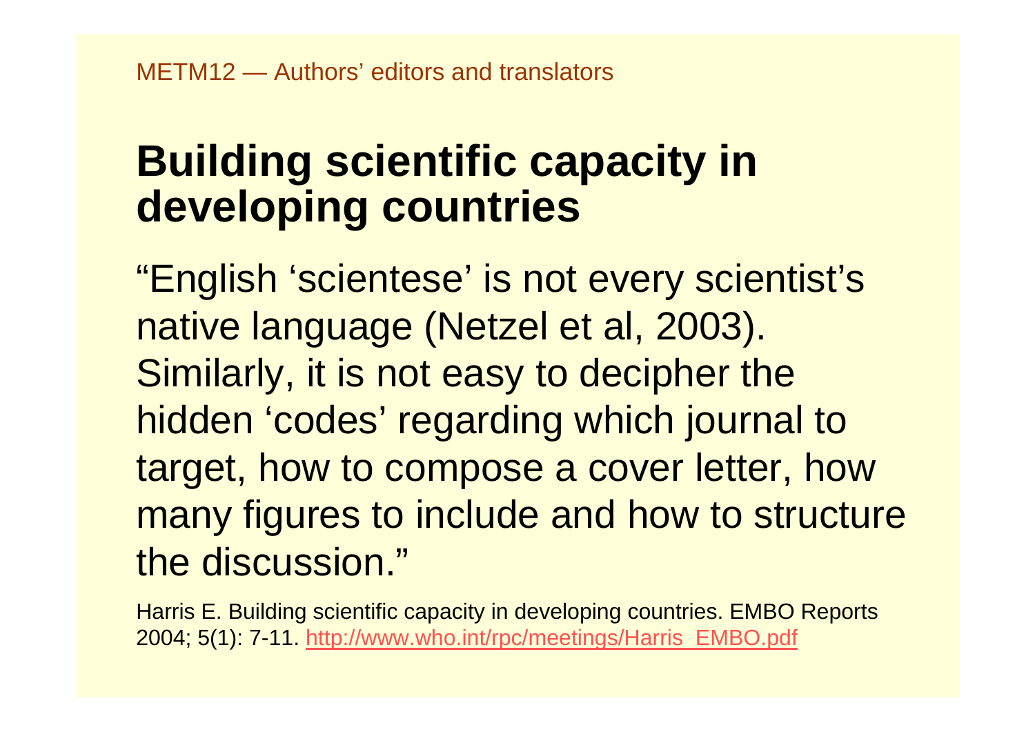# Building scientific capacity in developing countries

"English 'scientese' is not every scientist's native language (Netzel et al, 2003). Similarly, it is not easy to decipher the hidden 'codes' regarding which journal to target, how to compose a cover letter, how many figures to include and how to structure the discussion."

Harris E. Building scientific capacity in developing countries. EMBO Reports 2004; 5(1): 7-11. [http://www.who.int/rpc/meetings/Harris_EMBO.pdf](http://www.who.int/rpc/meetings/Harris_EMBO.pdf)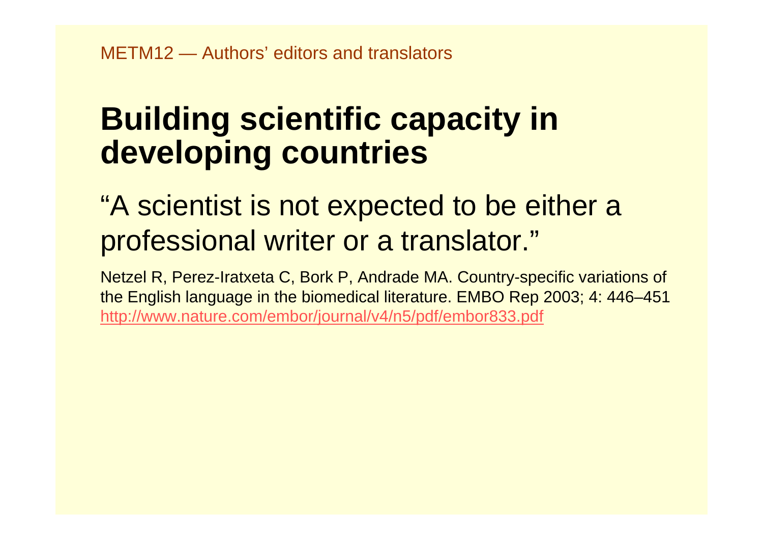# Building scientific capacity in developing countries

"A scientist is not expected to be either a professional writer or a translator."

Netzel R, Perez-Iratxeta C, Bork P, Andrade MA. Country-specific variations of the English language in the biomedical literature. EMBO Rep 2003; 4: 446–451 http://www.nature.com/embor/journal/v4/n5/pdf/embor833.pdf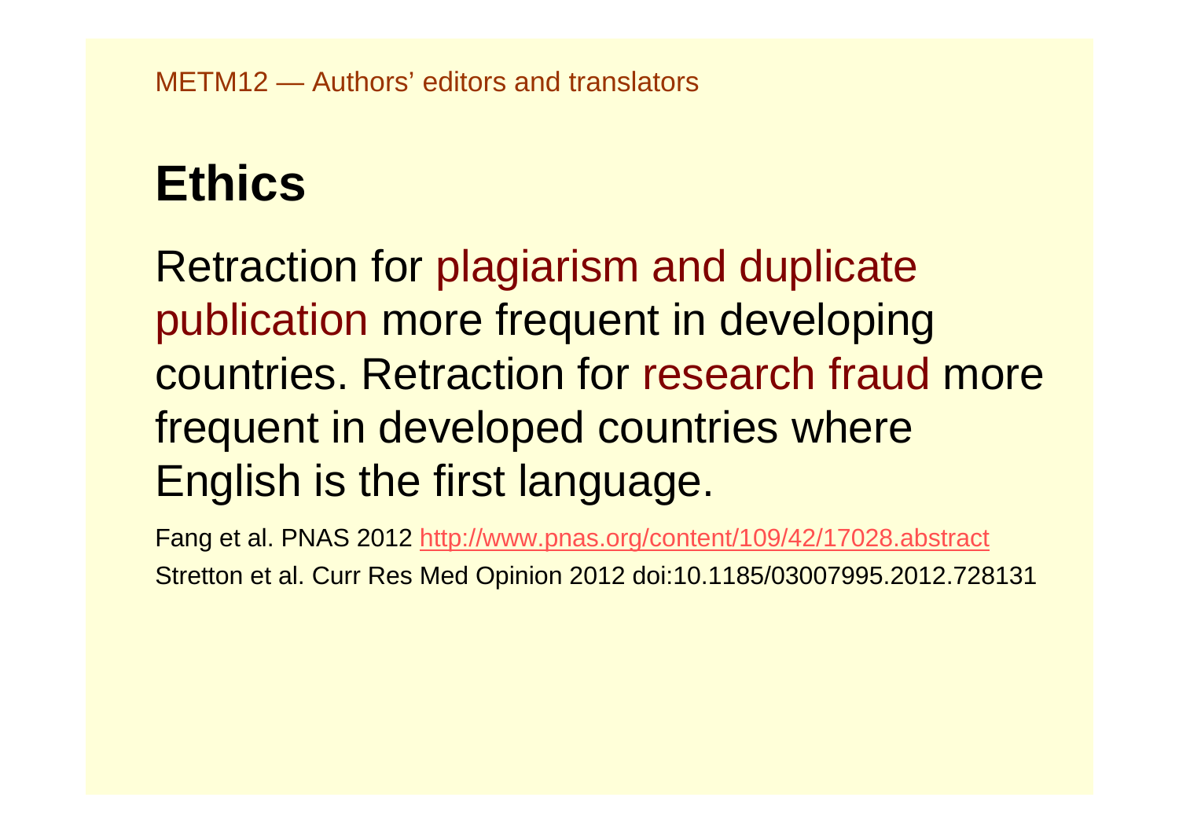# Ethics

Retraction for plagiarism and duplicate publication more frequent in developing countries. Retraction for research fraud more frequent in developed countries where English is the first language.

Fang et al. PNAS 2012 http://www.pnas.org/content/109/42/17028.abstract

Stretton et al. Curr Res Med Opinion 2012 doi:10.1185/03007995.2012.728131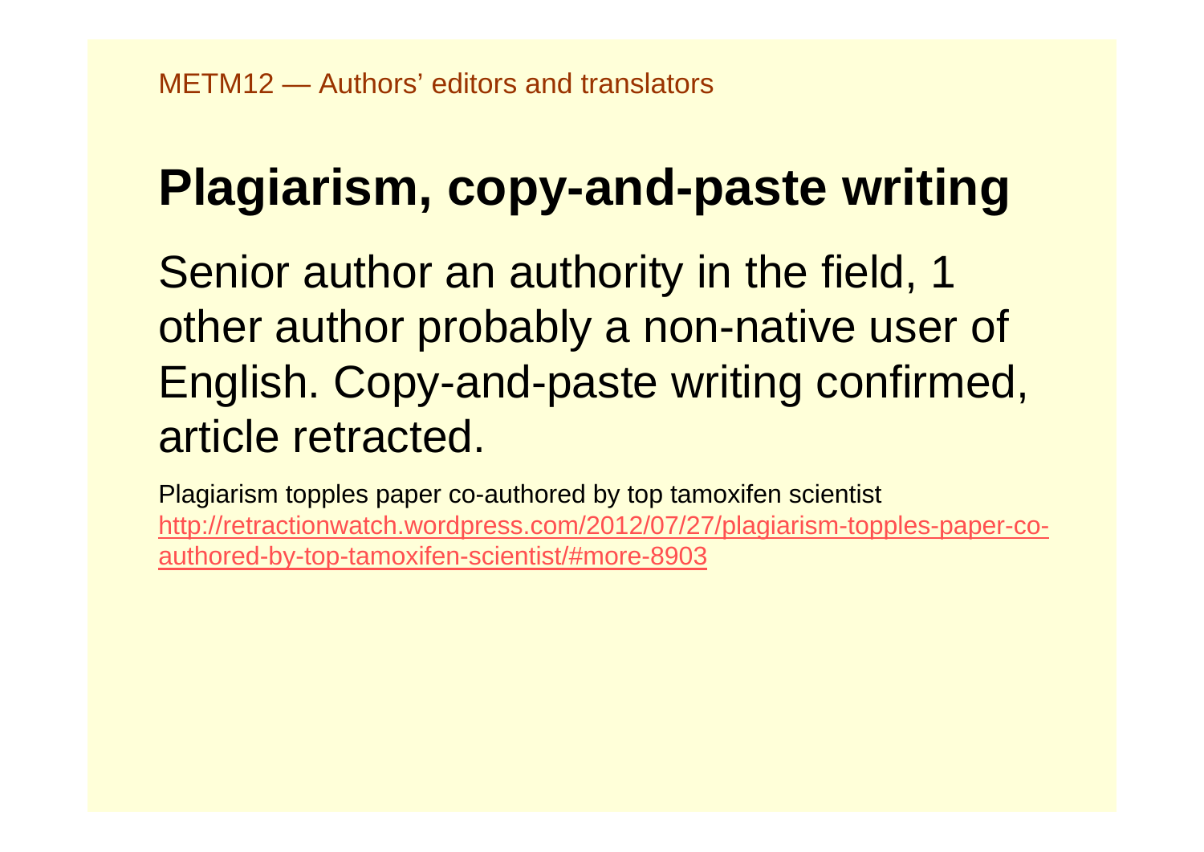# Plagiarism, copy-and-paste writing

Senior author an authority in the field, 1 other author probably a non-native user of English. Copy-and-paste writing confirmed, article retracted.

Plagiarism topples paper co-authored by top tamoxifen scientist
[http://retractionwatch.wordpress.com/2012/07/27/plagiarism-topples-paper-co-authored-by-top-tamoxifen-scientist/#more-8903](http://retractionwatch.wordpress.com/2012/07/27/plagiarism-topples-paper-co-authored-by-top-tamoxifen-scientist/#more-8903)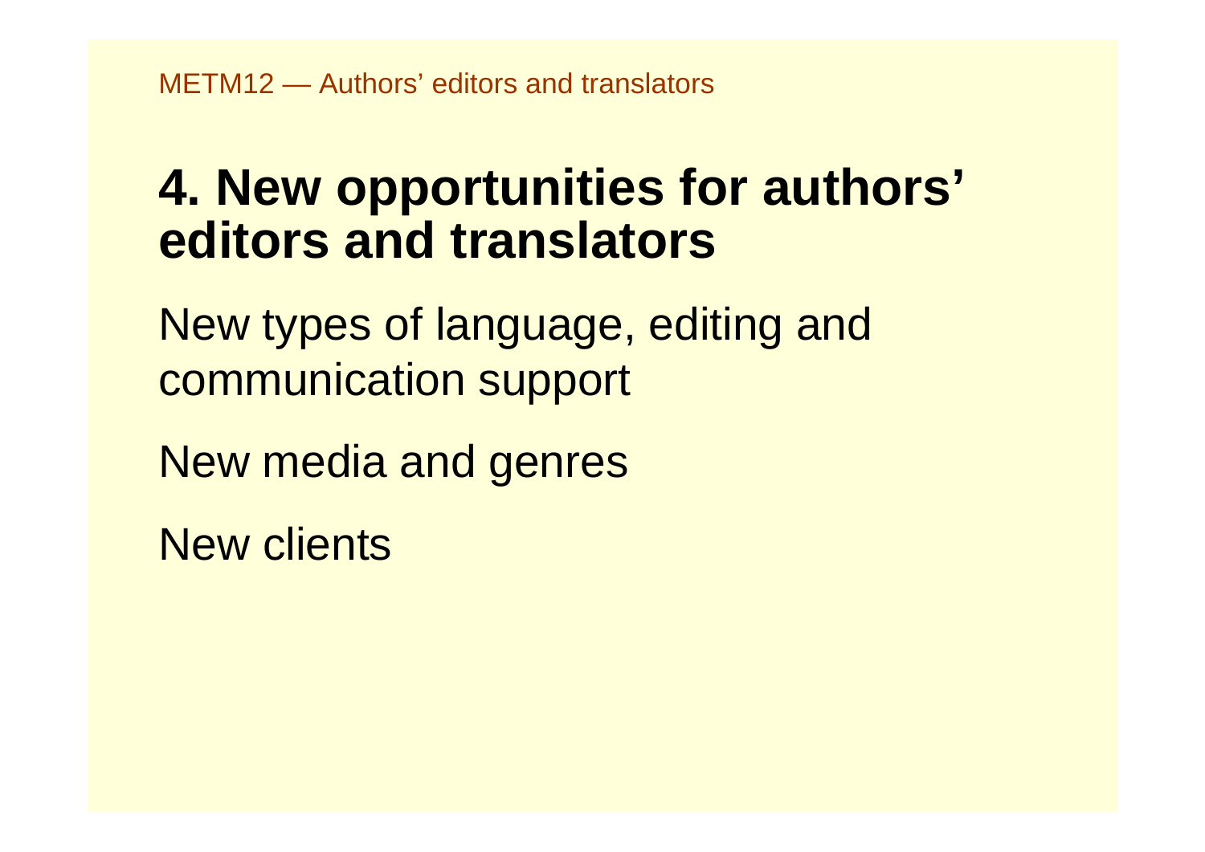# 4. New opportunities for authors' editors and translators

New types of language, editing and communication support

New media and genres

New clients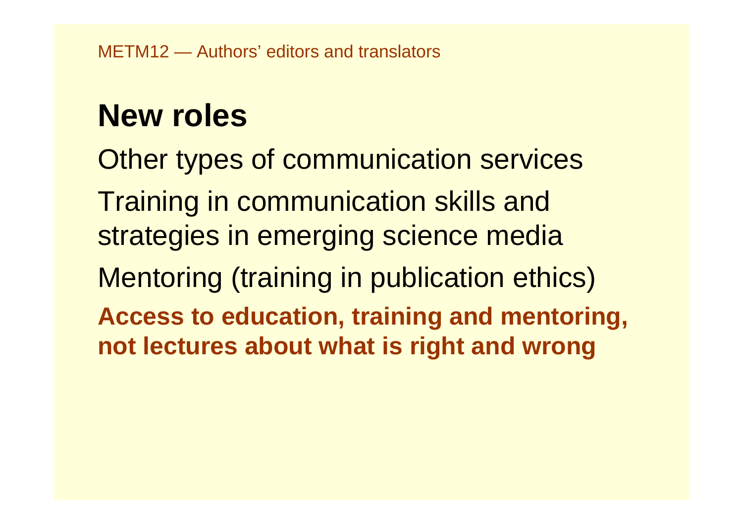# New roles

Other types of communication services

Training in communication skills and strategies in emerging science media

Mentoring (training in publication ethics)

**Access to education, training and mentoring, not lectures about what is right and wrong**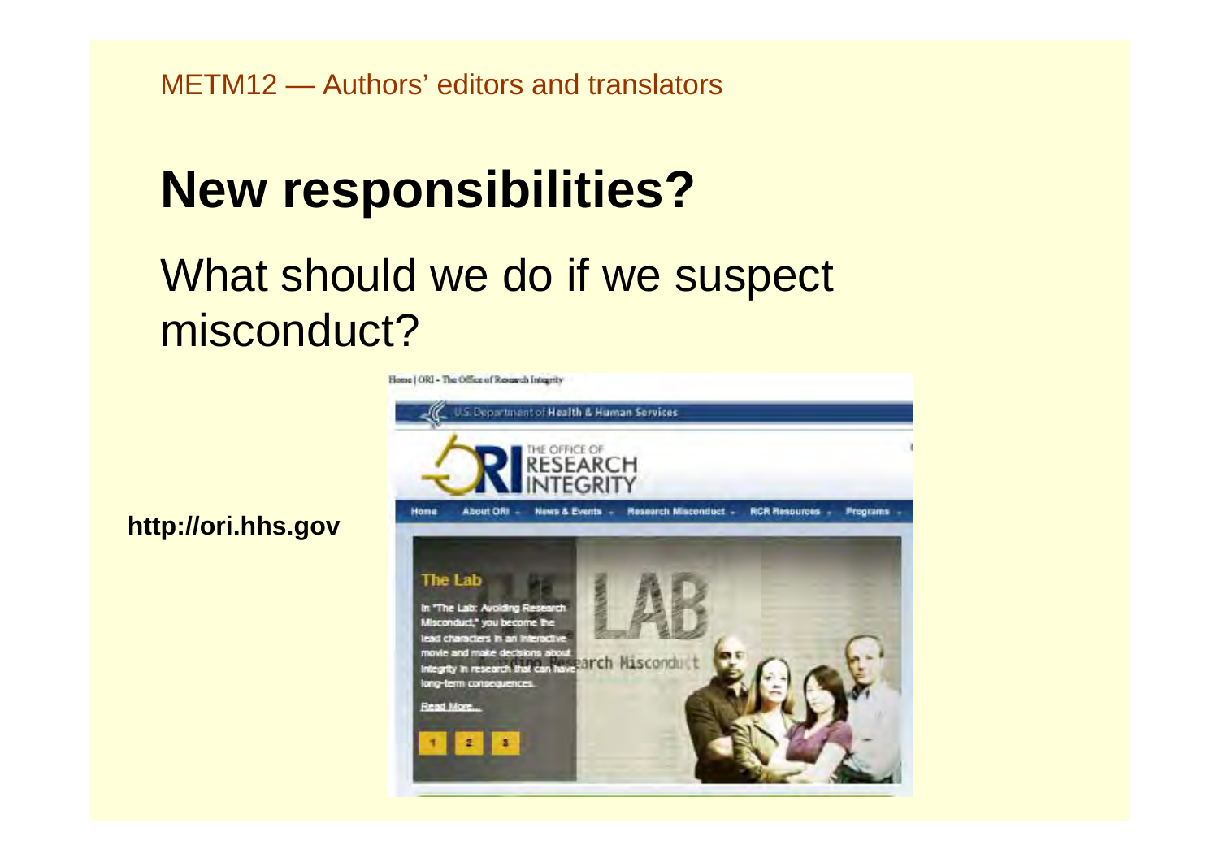METM12 — Authors' editors and translators

# New responsibilities?

What should we do if we suspect misconduct?

**http://ori.hhs.gov**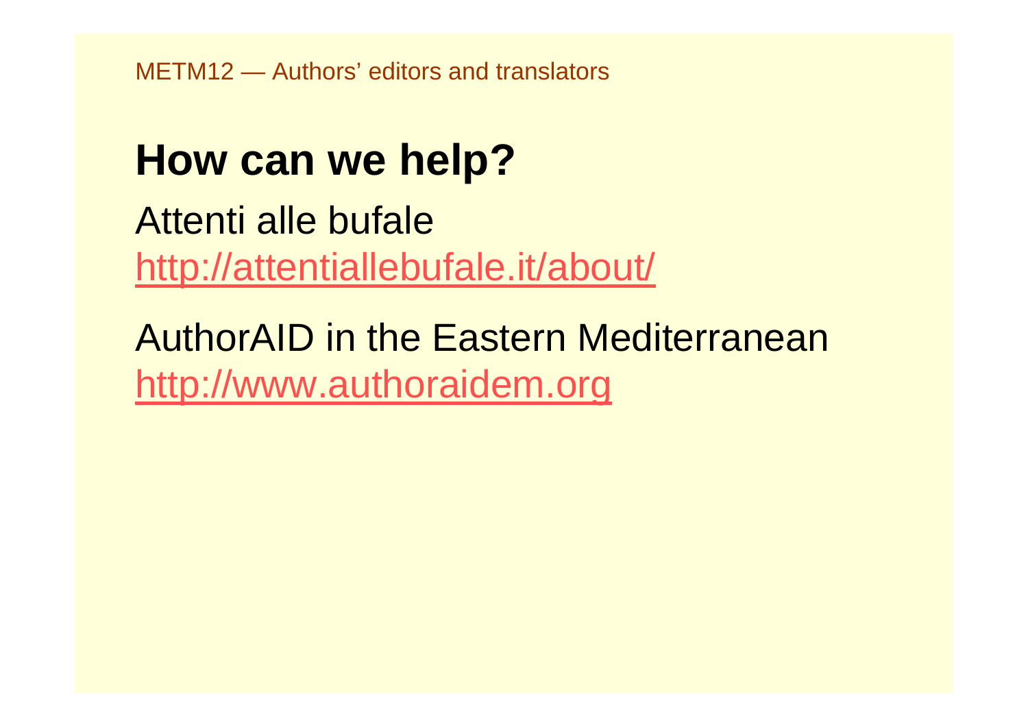# How can we help?

Attenti alle bufale
http://attentiallebufale.it/about/

AuthorAID in the Eastern Mediterranean
http://www.authoraidem.org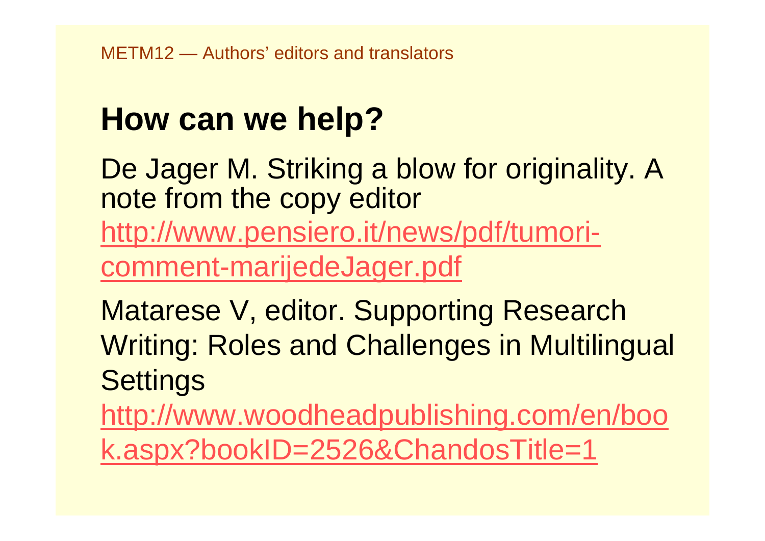## How can we help?

De Jager M. Striking a blow for originality. A note from the copy editor

[http://www.pensiero.it/news/pdf/tumori-comment-marijedeJager.pdf](http://www.pensiero.it/news/pdf/tumori-comment-marijedeJager.pdf)

Matarese V, editor. Supporting Research Writing: Roles and Challenges in Multilingual Settings

[http://www.woodheadpublishing.com/en/book.aspx?bookID=2526&ChandosTitle=1](http://www.woodheadpublishing.com/en/book.aspx?bookID=2526&ChandosTitle=1)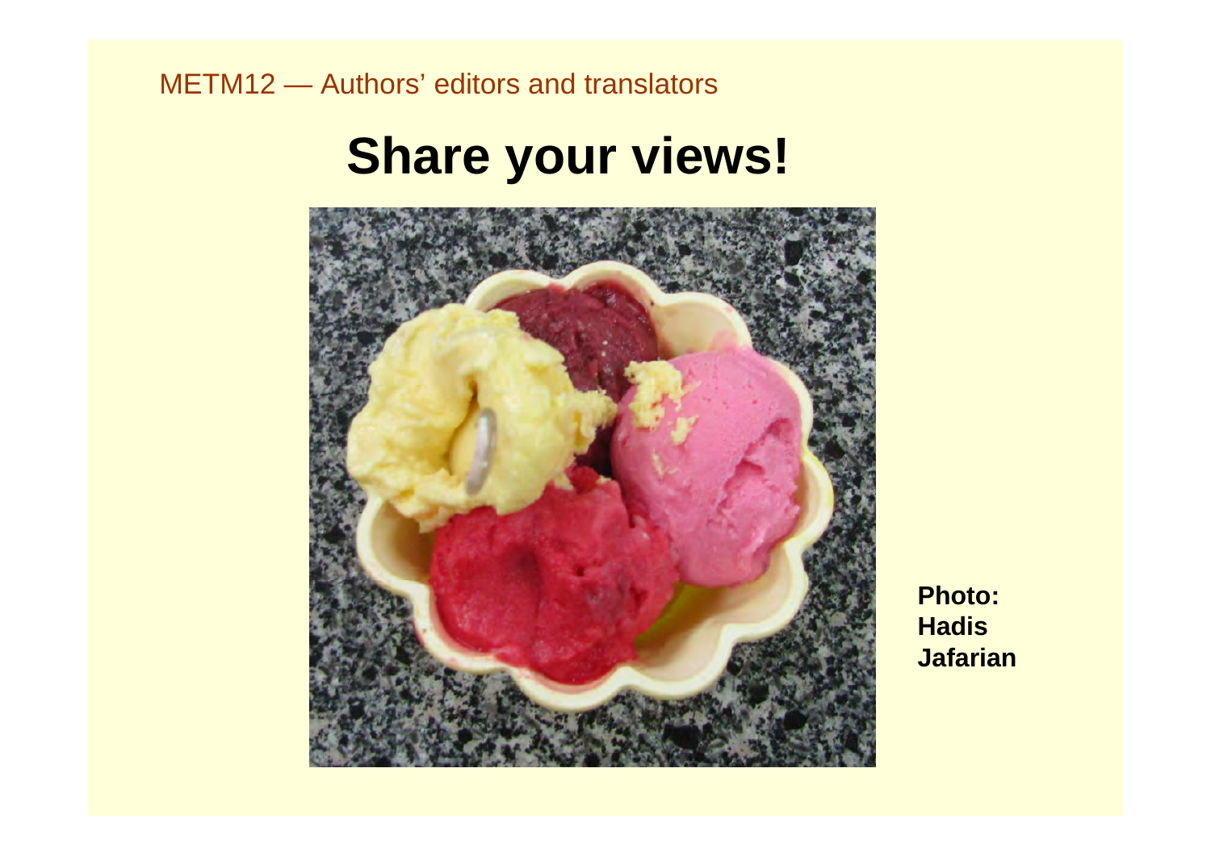# Share your views!

**Photo: Hadis Jafarian**